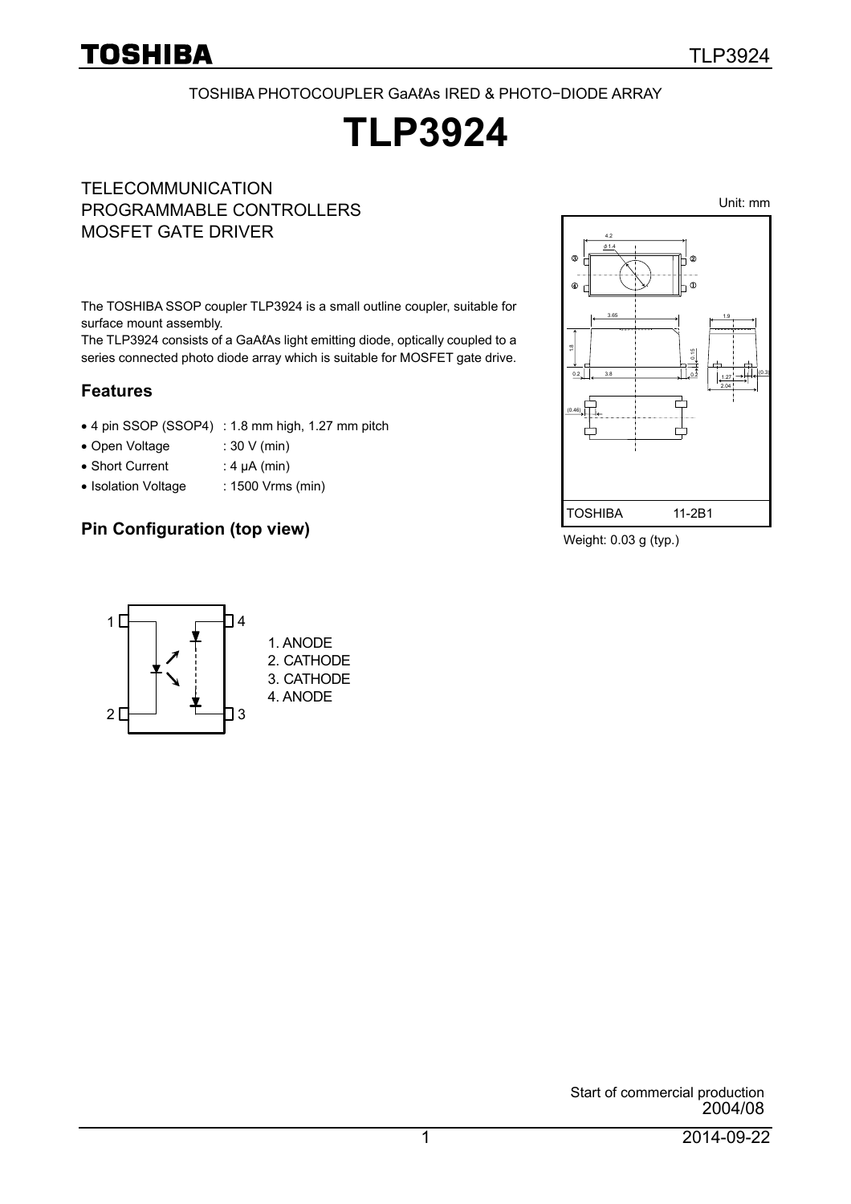TOSHIBA PHOTOCOUPLER GaAℓAs IRED & PHOTO−DIODE ARRAY

# TLP3924

TELECOMMUNICATION
PROGRAMMABLE CONTROLLERS
MOSFET GATE DRIVER

The TOSHIBA SSOP coupler TLP3924 is a small outline coupler, suitable for surface mount assembly.
The TLP3924 consists of a GaAℓAs light emitting diode, optically coupled to a series connected photo diode array which is suitable for MOSFET gate drive.

## Features

- 4 pin SSOP (SSOP4) : 1.8 mm high, 1.27 mm pitch
- Open Voltage : 30 V (min)
- Short Current : 4 μA (min)
- Isolation Voltage : 1500 Vrms (min)

## Pin Configuration (top view)

1. ANODE
2. CATHODE
3. CATHODE
4. ANODE

Unit: mm

TOSHIBA 11-2B1

Weight: 0.03 g (typ.)

Start of commercial production
2004/08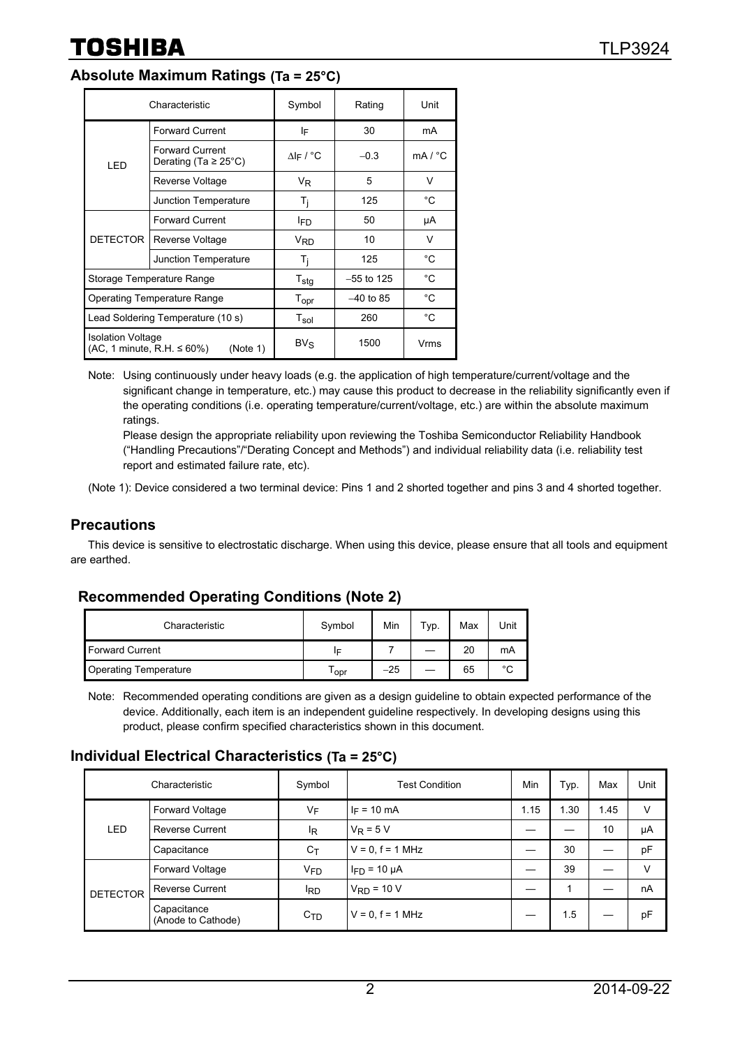## Absolute Maximum Ratings (Ta = 25°C)

| Characteristic | | Symbol | Rating | Unit |
|---|---|---|---|---|
| LED | Forward Current | $I_F$ | 30 | mA |
| | Forward Current Derating (Ta ≥ 25°C) | $\Delta I_F$ / °C | −0.3 | mA / °C |
| | Reverse Voltage | $V_R$ | 5 | V |
| | Junction Temperature | $T_j$ | 125 | °C |
| DETECTOR | Forward Current | $I_{FD}$ | 50 | μA |
| | Reverse Voltage | $V_{RD}$ | 10 | V |
| | Junction Temperature | $T_j$ | 125 | °C |
| Storage Temperature Range | | $T_{stg}$ | −55 to 125 | °C |
| Operating Temperature Range | | $T_{opr}$ | −40 to 85 | °C |
| Lead Soldering Temperature (10 s) | | $T_{sol}$ | 260 | °C |
| Isolation Voltage (AC, 1 minute, R.H. ≤ 60%) (Note 1) | | $BV_S$ | 1500 | Vrms |

Note: Using continuously under heavy loads (e.g. the application of high temperature/current/voltage and the significant change in temperature, etc.) may cause this product to decrease in the reliability significantly even if the operating conditions (i.e. operating temperature/current/voltage, etc.) are within the absolute maximum ratings.
Please design the appropriate reliability upon reviewing the Toshiba Semiconductor Reliability Handbook ("Handling Precautions"/"Derating Concept and Methods") and individual reliability data (i.e. reliability test report and estimated failure rate, etc).

(Note 1): Device considered a two terminal device: Pins 1 and 2 shorted together and pins 3 and 4 shorted together.

## Precautions

This device is sensitive to electrostatic discharge. When using this device, please ensure that all tools and equipment are earthed.

## Recommended Operating Conditions (Note 2)

| Characteristic | Symbol | Min | Typ. | Max | Unit |
|---|---|---|---|---|---|
| Forward Current | $I_F$ | 7 | — | 20 | mA |
| Operating Temperature | $T_{opr}$ | −25 | — | 65 | °C |

Note: Recommended operating conditions are given as a design guideline to obtain expected performance of the device. Additionally, each item is an independent guideline respectively. In developing designs using this product, please confirm specified characteristics shown in this document.

## Individual Electrical Characteristics (Ta = 25°C)

| Characteristic | | Symbol | Test Condition | Min | Typ. | Max | Unit |
|---|---|---|---|---|---|---|---|
| LED | Forward Voltage | $V_F$ | $I_F$ = 10 mA | 1.15 | 1.30 | 1.45 | V |
| | Reverse Current | $I_R$ | $V_R$ = 5 V | — | — | 10 | μA |
| | Capacitance | $C_T$ | V = 0, f = 1 MHz | — | 30 | — | pF |
| DETECTOR | Forward Voltage | $V_{FD}$ | $I_{FD}$ = 10 μA | — | 39 | — | V |
| | Reverse Current | $I_{RD}$ | $V_{RD}$ = 10 V | — | 1 | — | nA |
| | Capacitance (Anode to Cathode) | $C_{TD}$ | V = 0, f = 1 MHz | — | 1.5 | — | pF |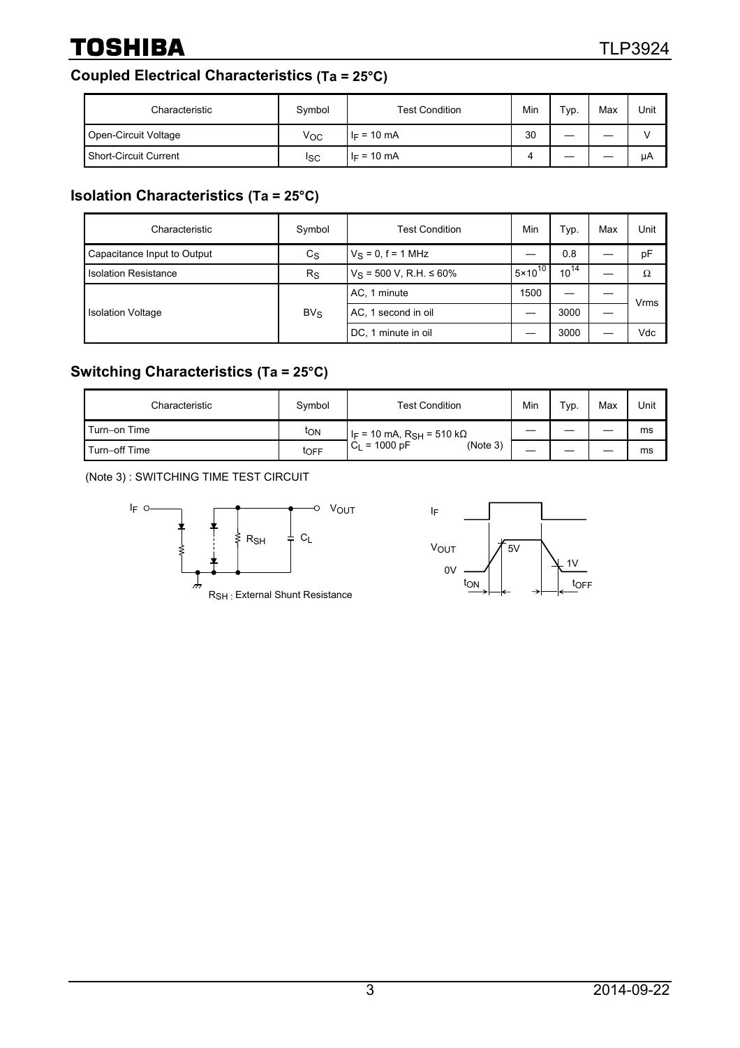## Coupled Electrical Characteristics (Ta = 25°C)

| Characteristic | Symbol | Test Condition | Min | Typ. | Max | Unit |
|---|---|---|---|---|---|---|
| Open-Circuit Voltage | $V_{OC}$ | $I_F$ = 10 mA | 30 | — | — | V |
| Short-Circuit Current | $I_{SC}$ | $I_F$ = 10 mA | 4 | — | — | μA |

## Isolation Characteristics (Ta = 25°C)

| Characteristic | Symbol | Test Condition | Min | Typ. | Max | Unit |
|---|---|---|---|---|---|---|
| Capacitance Input to Output | $C_S$ | $V_S$ = 0, f = 1 MHz | — | 0.8 | — | pF |
| Isolation Resistance | $R_S$ | $V_S$ = 500 V, R.H. ≤ 60% | $5\times10^{10}$ | $10^{14}$ | — | Ω |
| Isolation Voltage | $BV_S$ | AC, 1 minute | 1500 | — | — | Vrms |
| | | AC, 1 second in oil | — | 3000 | — | |
| | | DC, 1 minute in oil | — | 3000 | — | Vdc |

## Switching Characteristics (Ta = 25°C)

| Characteristic | Symbol | Test Condition | Min | Typ. | Max | Unit |
|---|---|---|---|---|---|---|
| Turn−on Time | $t_{ON}$ | $I_F$ = 10 mA, $R_{SH}$ = 510 kΩ $C_L$ = 1000 pF (Note 3) | — | — | — | ms |
| Turn−off Time | $t_{OFF}$ | | — | — | — | ms |

(Note 3) : SWITCHING TIME TEST CIRCUIT

$R_{SH}$ : External Shunt Resistance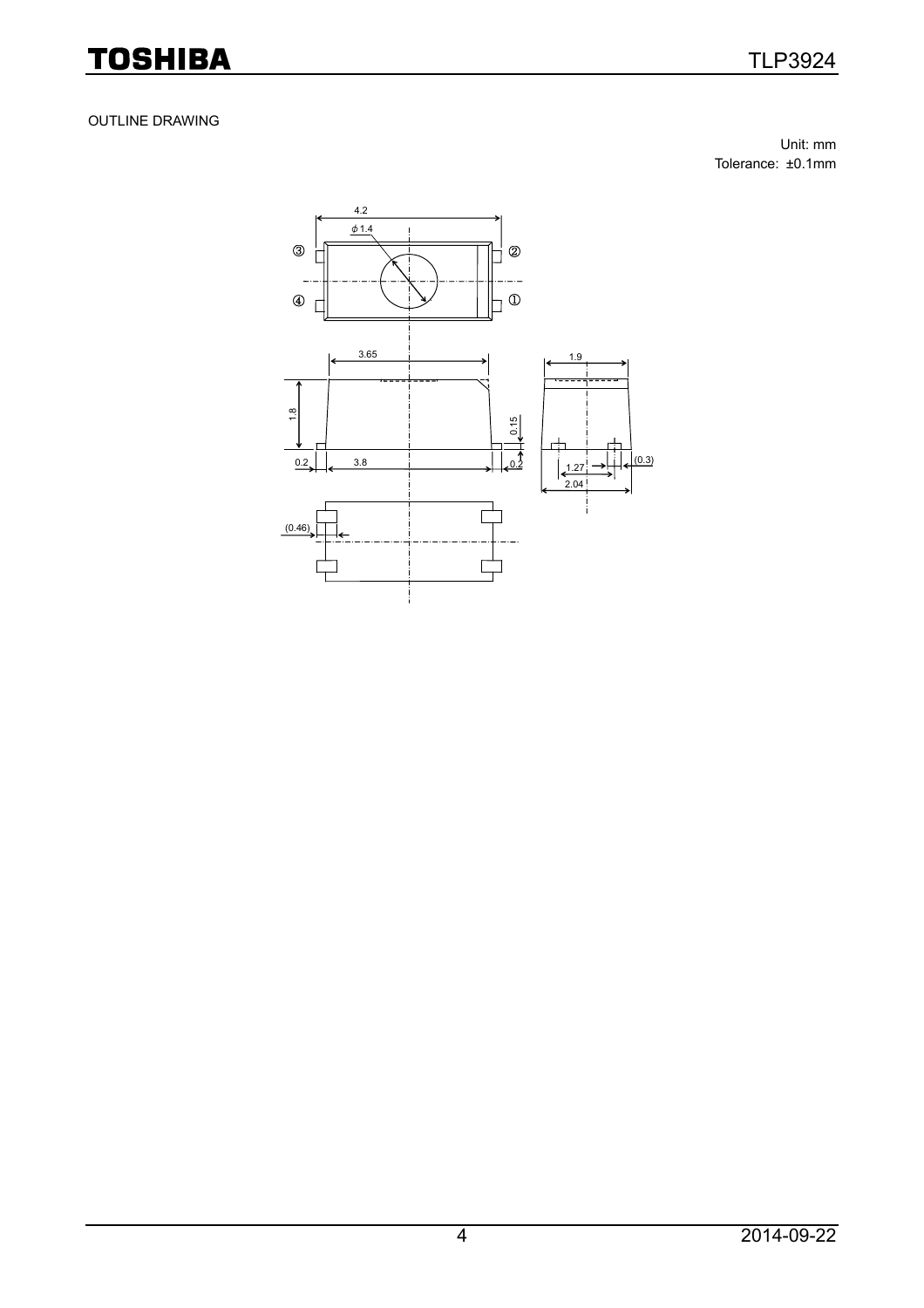OUTLINE DRAWING

Unit: mm
Tolerance: ±0.1mm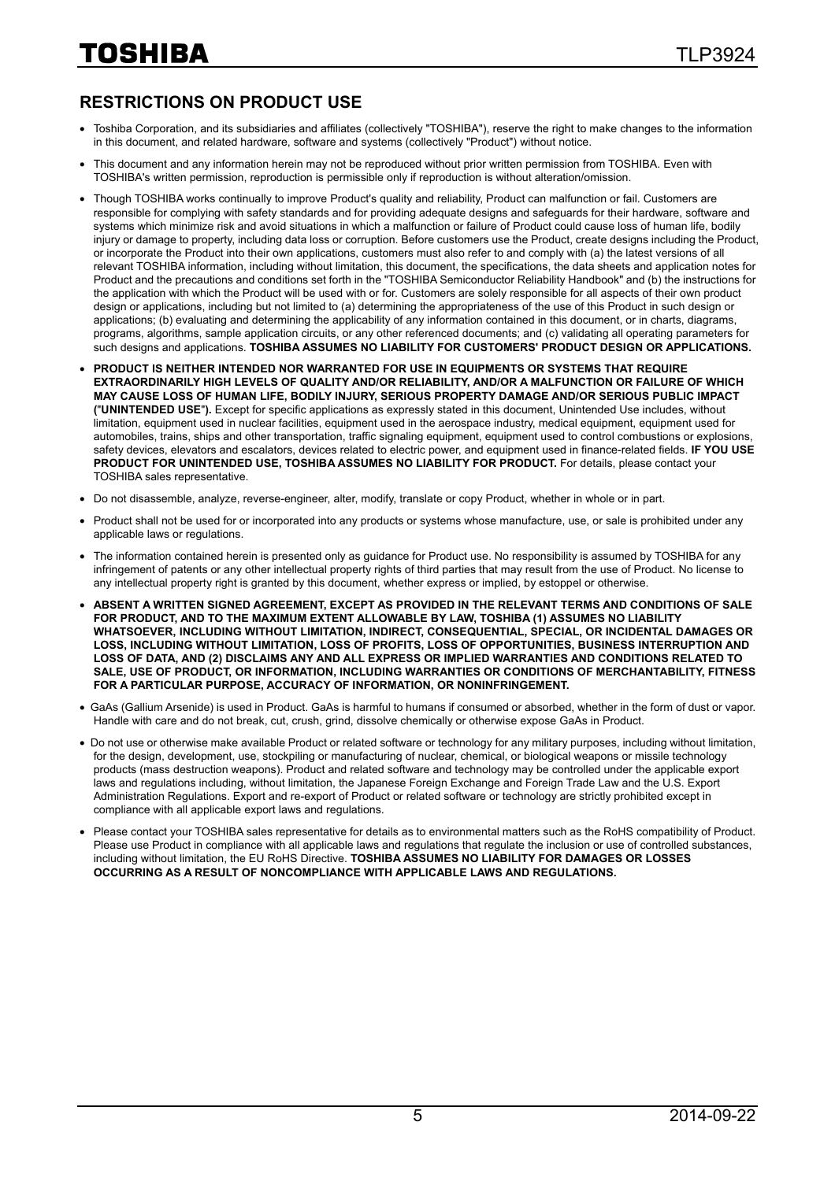## RESTRICTIONS ON PRODUCT USE

- Toshiba Corporation, and its subsidiaries and affiliates (collectively "TOSHIBA"), reserve the right to make changes to the information in this document, and related hardware, software and systems (collectively "Product") without notice.
- This document and any information herein may not be reproduced without prior written permission from TOSHIBA. Even with TOSHIBA's written permission, reproduction is permissible only if reproduction is without alteration/omission.
- Though TOSHIBA works continually to improve Product's quality and reliability, Product can malfunction or fail. Customers are responsible for complying with safety standards and for providing adequate designs and safeguards for their hardware, software and systems which minimize risk and avoid situations in which a malfunction or failure of Product could cause loss of human life, bodily injury or damage to property, including data loss or corruption. Before customers use the Product, create designs including the Product, or incorporate the Product into their own applications, customers must also refer to and comply with (a) the latest versions of all relevant TOSHIBA information, including without limitation, this document, the specifications, the data sheets and application notes for Product and the precautions and conditions set forth in the "TOSHIBA Semiconductor Reliability Handbook" and (b) the instructions for the application with which the Product will be used with or for. Customers are solely responsible for all aspects of their own product design or applications, including but not limited to (a) determining the appropriateness of the use of this Product in such design or applications; (b) evaluating and determining the applicability of any information contained in this document, or in charts, diagrams, programs, algorithms, sample application circuits, or any other referenced documents; and (c) validating all operating parameters for such designs and applications. **TOSHIBA ASSUMES NO LIABILITY FOR CUSTOMERS' PRODUCT DESIGN OR APPLICATIONS.**
- **PRODUCT IS NEITHER INTENDED NOR WARRANTED FOR USE IN EQUIPMENTS OR SYSTEMS THAT REQUIRE EXTRAORDINARILY HIGH LEVELS OF QUALITY AND/OR RELIABILITY, AND/OR A MALFUNCTION OR FAILURE OF WHICH MAY CAUSE LOSS OF HUMAN LIFE, BODILY INJURY, SERIOUS PROPERTY DAMAGE AND/OR SERIOUS PUBLIC IMPACT ("UNINTENDED USE").** Except for specific applications as expressly stated in this document, Unintended Use includes, without limitation, equipment used in nuclear facilities, equipment used in the aerospace industry, medical equipment, equipment used for automobiles, trains, ships and other transportation, traffic signaling equipment, equipment used to control combustions or explosions, safety devices, elevators and escalators, devices related to electric power, and equipment used in finance-related fields. **IF YOU USE PRODUCT FOR UNINTENDED USE, TOSHIBA ASSUMES NO LIABILITY FOR PRODUCT.** For details, please contact your TOSHIBA sales representative.
- Do not disassemble, analyze, reverse-engineer, alter, modify, translate or copy Product, whether in whole or in part.
- Product shall not be used for or incorporated into any products or systems whose manufacture, use, or sale is prohibited under any applicable laws or regulations.
- The information contained herein is presented only as guidance for Product use. No responsibility is assumed by TOSHIBA for any infringement of patents or any other intellectual property rights of third parties that may result from the use of Product. No license to any intellectual property right is granted by this document, whether express or implied, by estoppel or otherwise.
- **ABSENT A WRITTEN SIGNED AGREEMENT, EXCEPT AS PROVIDED IN THE RELEVANT TERMS AND CONDITIONS OF SALE FOR PRODUCT, AND TO THE MAXIMUM EXTENT ALLOWABLE BY LAW, TOSHIBA (1) ASSUMES NO LIABILITY WHATSOEVER, INCLUDING WITHOUT LIMITATION, INDIRECT, CONSEQUENTIAL, SPECIAL, OR INCIDENTAL DAMAGES OR LOSS, INCLUDING WITHOUT LIMITATION, LOSS OF PROFITS, LOSS OF OPPORTUNITIES, BUSINESS INTERRUPTION AND LOSS OF DATA, AND (2) DISCLAIMS ANY AND ALL EXPRESS OR IMPLIED WARRANTIES AND CONDITIONS RELATED TO SALE, USE OF PRODUCT, OR INFORMATION, INCLUDING WARRANTIES OR CONDITIONS OF MERCHANTABILITY, FITNESS FOR A PARTICULAR PURPOSE, ACCURACY OF INFORMATION, OR NONINFRINGEMENT.**
- GaAs (Gallium Arsenide) is used in Product. GaAs is harmful to humans if consumed or absorbed, whether in the form of dust or vapor. Handle with care and do not break, cut, crush, grind, dissolve chemically or otherwise expose GaAs in Product.
- Do not use or otherwise make available Product or related software or technology for any military purposes, including without limitation, for the design, development, use, stockpiling or manufacturing of nuclear, chemical, or biological weapons or missile technology products (mass destruction weapons). Product and related software and technology may be controlled under the applicable export laws and regulations including, without limitation, the Japanese Foreign Exchange and Foreign Trade Law and the U.S. Export Administration Regulations. Export and re-export of Product or related software or technology are strictly prohibited except in compliance with all applicable export laws and regulations.
- Please contact your TOSHIBA sales representative for details as to environmental matters such as the RoHS compatibility of Product. Please use Product in compliance with all applicable laws and regulations that regulate the inclusion or use of controlled substances, including without limitation, the EU RoHS Directive. **TOSHIBA ASSUMES NO LIABILITY FOR DAMAGES OR LOSSES OCCURRING AS A RESULT OF NONCOMPLIANCE WITH APPLICABLE LAWS AND REGULATIONS.**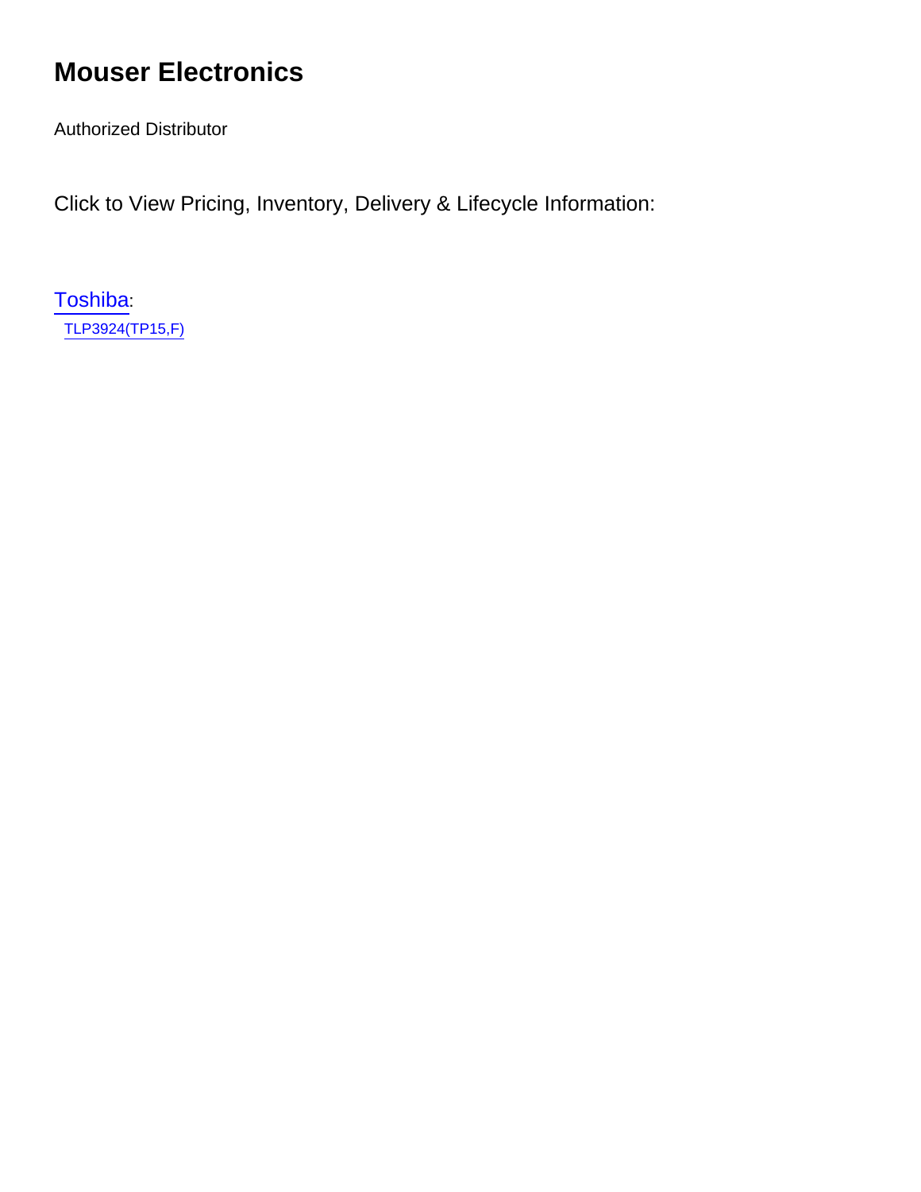# Mouser Electronics

Authorized Distributor

Click to View Pricing, Inventory, Delivery & Lifecycle Information:

Toshiba:

TLP3924(TP15,F)